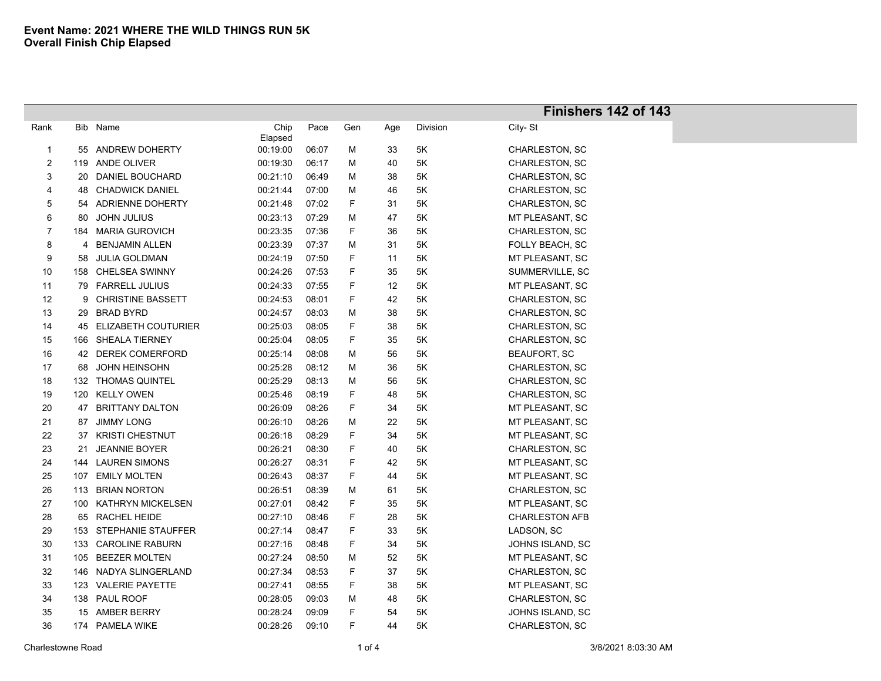**Event Name: 2021 WHERE THE WILD THINGS RUN 5K**
**Overall Finish Chip Elapsed**

**Finishers 142 of 143**

| Rank | Bib | Name | Chip Elapsed | Pace | Gen | Age | Division | City- St |
|---|---|---|---|---|---|---|---|---|
| 1 | 55 | ANDREW DOHERTY | 00:19:00 | 06:07 | M | 33 | 5K | CHARLESTON, SC |
| 2 | 119 | ANDE OLIVER | 00:19:30 | 06:17 | M | 40 | 5K | CHARLESTON, SC |
| 3 | 20 | DANIEL BOUCHARD | 00:21:10 | 06:49 | M | 38 | 5K | CHARLESTON, SC |
| 4 | 48 | CHADWICK DANIEL | 00:21:44 | 07:00 | M | 46 | 5K | CHARLESTON, SC |
| 5 | 54 | ADRIENNE DOHERTY | 00:21:48 | 07:02 | F | 31 | 5K | CHARLESTON, SC |
| 6 | 80 | JOHN JULIUS | 00:23:13 | 07:29 | M | 47 | 5K | MT PLEASANT, SC |
| 7 | 184 | MARIA GUROVICH | 00:23:35 | 07:36 | F | 36 | 5K | CHARLESTON, SC |
| 8 | 4 | BENJAMIN ALLEN | 00:23:39 | 07:37 | M | 31 | 5K | FOLLY BEACH, SC |
| 9 | 58 | JULIA GOLDMAN | 00:24:19 | 07:50 | F | 11 | 5K | MT PLEASANT, SC |
| 10 | 158 | CHELSEA SWINNY | 00:24:26 | 07:53 | F | 35 | 5K | SUMMERVILLE, SC |
| 11 | 79 | FARRELL JULIUS | 00:24:33 | 07:55 | F | 12 | 5K | MT PLEASANT, SC |
| 12 | 9 | CHRISTINE BASSETT | 00:24:53 | 08:01 | F | 42 | 5K | CHARLESTON, SC |
| 13 | 29 | BRAD BYRD | 00:24:57 | 08:03 | M | 38 | 5K | CHARLESTON, SC |
| 14 | 45 | ELIZABETH COUTURIER | 00:25:03 | 08:05 | F | 38 | 5K | CHARLESTON, SC |
| 15 | 166 | SHEALA TIERNEY | 00:25:04 | 08:05 | F | 35 | 5K | CHARLESTON, SC |
| 16 | 42 | DEREK COMERFORD | 00:25:14 | 08:08 | M | 56 | 5K | BEAUFORT, SC |
| 17 | 68 | JOHN HEINSOHN | 00:25:28 | 08:12 | M | 36 | 5K | CHARLESTON, SC |
| 18 | 132 | THOMAS QUINTEL | 00:25:29 | 08:13 | M | 56 | 5K | CHARLESTON, SC |
| 19 | 120 | KELLY OWEN | 00:25:46 | 08:19 | F | 48 | 5K | CHARLESTON, SC |
| 20 | 47 | BRITTANY DALTON | 00:26:09 | 08:26 | F | 34 | 5K | MT PLEASANT, SC |
| 21 | 87 | JIMMY LONG | 00:26:10 | 08:26 | M | 22 | 5K | MT PLEASANT, SC |
| 22 | 37 | KRISTI CHESTNUT | 00:26:18 | 08:29 | F | 34 | 5K | MT PLEASANT, SC |
| 23 | 21 | JEANNIE BOYER | 00:26:21 | 08:30 | F | 40 | 5K | CHARLESTON, SC |
| 24 | 144 | LAUREN SIMONS | 00:26:27 | 08:31 | F | 42 | 5K | MT PLEASANT, SC |
| 25 | 107 | EMILY MOLTEN | 00:26:43 | 08:37 | F | 44 | 5K | MT PLEASANT, SC |
| 26 | 113 | BRIAN NORTON | 00:26:51 | 08:39 | M | 61 | 5K | CHARLESTON, SC |
| 27 | 100 | KATHRYN MICKELSEN | 00:27:01 | 08:42 | F | 35 | 5K | MT PLEASANT, SC |
| 28 | 65 | RACHEL HEIDE | 00:27:10 | 08:46 | F | 28 | 5K | CHARLESTON AFB |
| 29 | 153 | STEPHANIE STAUFFER | 00:27:14 | 08:47 | F | 33 | 5K | LADSON, SC |
| 30 | 133 | CAROLINE RABURN | 00:27:16 | 08:48 | F | 34 | 5K | JOHNS ISLAND, SC |
| 31 | 105 | BEEZER MOLTEN | 00:27:24 | 08:50 | M | 52 | 5K | MT PLEASANT, SC |
| 32 | 146 | NADYA SLINGERLAND | 00:27:34 | 08:53 | F | 37 | 5K | CHARLESTON, SC |
| 33 | 123 | VALERIE PAYETTE | 00:27:41 | 08:55 | F | 38 | 5K | MT PLEASANT, SC |
| 34 | 138 | PAUL ROOF | 00:28:05 | 09:03 | M | 48 | 5K | CHARLESTON, SC |
| 35 | 15 | AMBER BERRY | 00:28:24 | 09:09 | F | 54 | 5K | JOHNS ISLAND, SC |
| 36 | 174 | PAMELA WIKE | 00:28:26 | 09:10 | F | 44 | 5K | CHARLESTON, SC |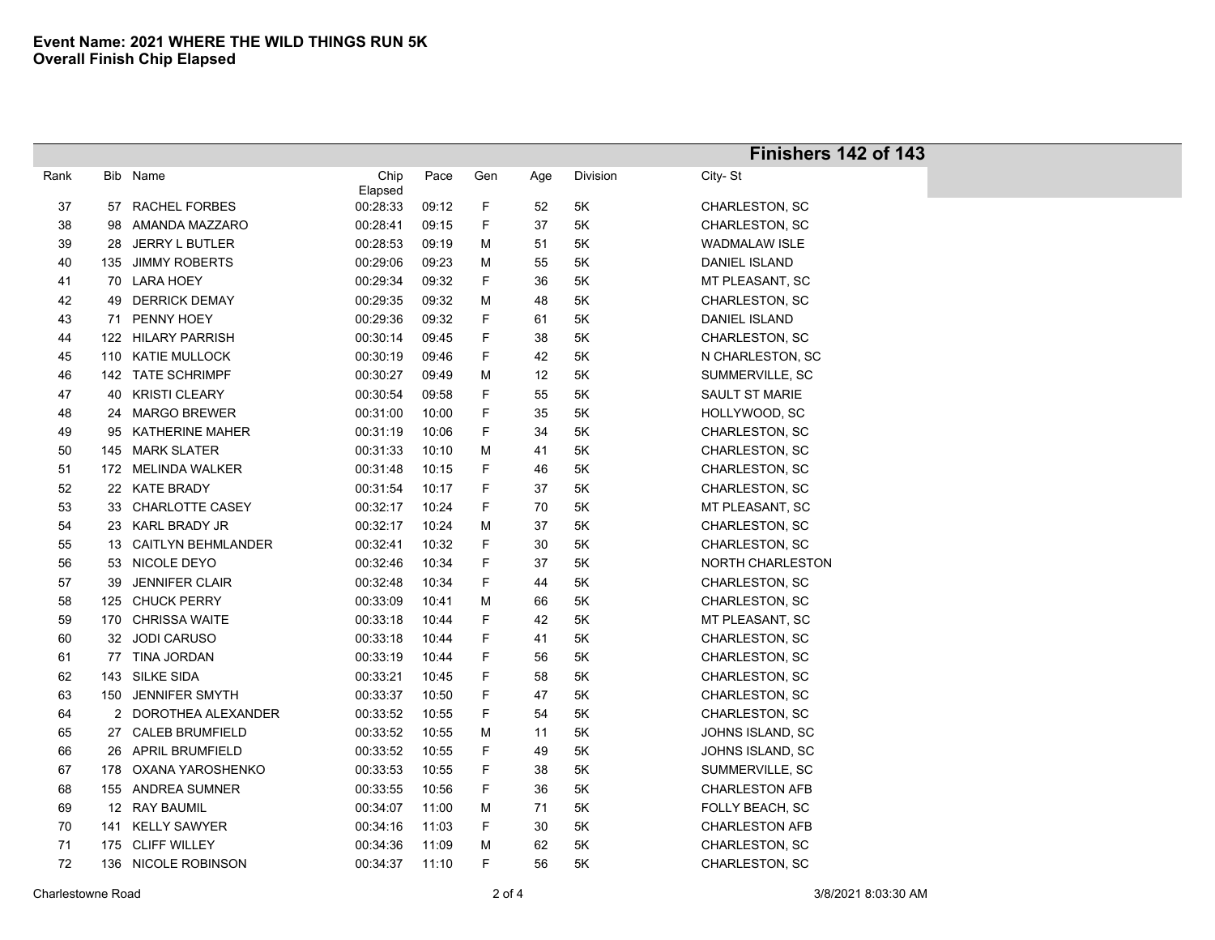**Event Name: 2021 WHERE THE WILD THINGS RUN 5K**
**Overall Finish Chip Elapsed**

**Finishers 142 of 143**

| Rank | Bib | Name | Chip Elapsed | Pace | Gen | Age | Division | City- St |
|---|---|---|---|---|---|---|---|---|
| 37 | 57 | RACHEL FORBES | 00:28:33 | 09:12 | F | 52 | 5K | CHARLESTON, SC |
| 38 | 98 | AMANDA MAZZARO | 00:28:41 | 09:15 | F | 37 | 5K | CHARLESTON, SC |
| 39 | 28 | JERRY L BUTLER | 00:28:53 | 09:19 | M | 51 | 5K | WADMALAW ISLE |
| 40 | 135 | JIMMY ROBERTS | 00:29:06 | 09:23 | M | 55 | 5K | DANIEL ISLAND |
| 41 | 70 | LARA HOEY | 00:29:34 | 09:32 | F | 36 | 5K | MT PLEASANT, SC |
| 42 | 49 | DERRICK DEMAY | 00:29:35 | 09:32 | M | 48 | 5K | CHARLESTON, SC |
| 43 | 71 | PENNY HOEY | 00:29:36 | 09:32 | F | 61 | 5K | DANIEL ISLAND |
| 44 | 122 | HILARY PARRISH | 00:30:14 | 09:45 | F | 38 | 5K | CHARLESTON, SC |
| 45 | 110 | KATIE MULLOCK | 00:30:19 | 09:46 | F | 42 | 5K | N CHARLESTON, SC |
| 46 | 142 | TATE SCHRIMPF | 00:30:27 | 09:49 | M | 12 | 5K | SUMMERVILLE, SC |
| 47 | 40 | KRISTI CLEARY | 00:30:54 | 09:58 | F | 55 | 5K | SAULT ST MARIE |
| 48 | 24 | MARGO BREWER | 00:31:00 | 10:00 | F | 35 | 5K | HOLLYWOOD, SC |
| 49 | 95 | KATHERINE MAHER | 00:31:19 | 10:06 | F | 34 | 5K | CHARLESTON, SC |
| 50 | 145 | MARK SLATER | 00:31:33 | 10:10 | M | 41 | 5K | CHARLESTON, SC |
| 51 | 172 | MELINDA WALKER | 00:31:48 | 10:15 | F | 46 | 5K | CHARLESTON, SC |
| 52 | 22 | KATE BRADY | 00:31:54 | 10:17 | F | 37 | 5K | CHARLESTON, SC |
| 53 | 33 | CHARLOTTE CASEY | 00:32:17 | 10:24 | F | 70 | 5K | MT PLEASANT, SC |
| 54 | 23 | KARL BRADY JR | 00:32:17 | 10:24 | M | 37 | 5K | CHARLESTON, SC |
| 55 | 13 | CAITLYN BEHMLANDER | 00:32:41 | 10:32 | F | 30 | 5K | CHARLESTON, SC |
| 56 | 53 | NICOLE DEYO | 00:32:46 | 10:34 | F | 37 | 5K | NORTH CHARLESTON |
| 57 | 39 | JENNIFER CLAIR | 00:32:48 | 10:34 | F | 44 | 5K | CHARLESTON, SC |
| 58 | 125 | CHUCK PERRY | 00:33:09 | 10:41 | M | 66 | 5K | CHARLESTON, SC |
| 59 | 170 | CHRISSA WAITE | 00:33:18 | 10:44 | F | 42 | 5K | MT PLEASANT, SC |
| 60 | 32 | JODI CARUSO | 00:33:18 | 10:44 | F | 41 | 5K | CHARLESTON, SC |
| 61 | 77 | TINA JORDAN | 00:33:19 | 10:44 | F | 56 | 5K | CHARLESTON, SC |
| 62 | 143 | SILKE SIDA | 00:33:21 | 10:45 | F | 58 | 5K | CHARLESTON, SC |
| 63 | 150 | JENNIFER SMYTH | 00:33:37 | 10:50 | F | 47 | 5K | CHARLESTON, SC |
| 64 | 2 | DOROTHEA ALEXANDER | 00:33:52 | 10:55 | F | 54 | 5K | CHARLESTON, SC |
| 65 | 27 | CALEB BRUMFIELD | 00:33:52 | 10:55 | M | 11 | 5K | JOHNS ISLAND, SC |
| 66 | 26 | APRIL BRUMFIELD | 00:33:52 | 10:55 | F | 49 | 5K | JOHNS ISLAND, SC |
| 67 | 178 | OXANA YAROSHENKO | 00:33:53 | 10:55 | F | 38 | 5K | SUMMERVILLE, SC |
| 68 | 155 | ANDREA SUMNER | 00:33:55 | 10:56 | F | 36 | 5K | CHARLESTON AFB |
| 69 | 12 | RAY BAUMIL | 00:34:07 | 11:00 | M | 71 | 5K | FOLLY BEACH, SC |
| 70 | 141 | KELLY SAWYER | 00:34:16 | 11:03 | F | 30 | 5K | CHARLESTON AFB |
| 71 | 175 | CLIFF WILLEY | 00:34:36 | 11:09 | M | 62 | 5K | CHARLESTON, SC |
| 72 | 136 | NICOLE ROBINSON | 00:34:37 | 11:10 | F | 56 | 5K | CHARLESTON, SC |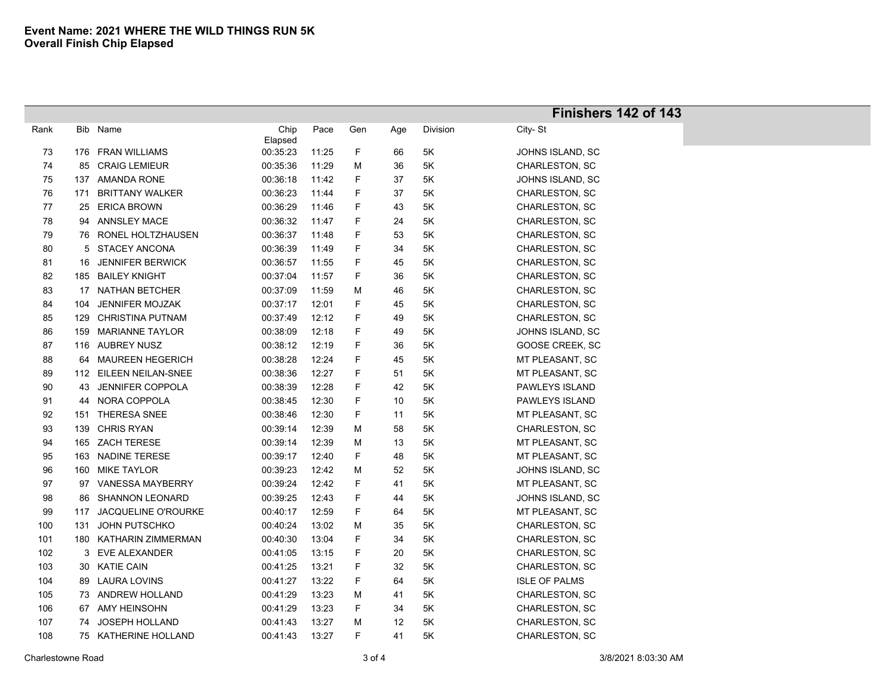**Event Name: 2021 WHERE THE WILD THINGS RUN 5K**
**Overall Finish Chip Elapsed**

**Finishers 142 of 143**

| Rank | Bib | Name | Chip Elapsed | Pace | Gen | Age | Division | City- St |
|---|---|---|---|---|---|---|---|---|
| 73 | 176 | FRAN WILLIAMS | 00:35:23 | 11:25 | F | 66 | 5K | JOHNS ISLAND, SC |
| 74 | 85 | CRAIG LEMIEUR | 00:35:36 | 11:29 | M | 36 | 5K | CHARLESTON, SC |
| 75 | 137 | AMANDA RONE | 00:36:18 | 11:42 | F | 37 | 5K | JOHNS ISLAND, SC |
| 76 | 171 | BRITTANY WALKER | 00:36:23 | 11:44 | F | 37 | 5K | CHARLESTON, SC |
| 77 | 25 | ERICA BROWN | 00:36:29 | 11:46 | F | 43 | 5K | CHARLESTON, SC |
| 78 | 94 | ANNSLEY MACE | 00:36:32 | 11:47 | F | 24 | 5K | CHARLESTON, SC |
| 79 | 76 | RONEL HOLTZHAUSEN | 00:36:37 | 11:48 | F | 53 | 5K | CHARLESTON, SC |
| 80 | 5 | STACEY ANCONA | 00:36:39 | 11:49 | F | 34 | 5K | CHARLESTON, SC |
| 81 | 16 | JENNIFER BERWICK | 00:36:57 | 11:55 | F | 45 | 5K | CHARLESTON, SC |
| 82 | 185 | BAILEY KNIGHT | 00:37:04 | 11:57 | F | 36 | 5K | CHARLESTON, SC |
| 83 | 17 | NATHAN BETCHER | 00:37:09 | 11:59 | M | 46 | 5K | CHARLESTON, SC |
| 84 | 104 | JENNIFER MOJZAK | 00:37:17 | 12:01 | F | 45 | 5K | CHARLESTON, SC |
| 85 | 129 | CHRISTINA PUTNAM | 00:37:49 | 12:12 | F | 49 | 5K | CHARLESTON, SC |
| 86 | 159 | MARIANNE TAYLOR | 00:38:09 | 12:18 | F | 49 | 5K | JOHNS ISLAND, SC |
| 87 | 116 | AUBREY NUSZ | 00:38:12 | 12:19 | F | 36 | 5K | GOOSE CREEK, SC |
| 88 | 64 | MAUREEN HEGERICH | 00:38:28 | 12:24 | F | 45 | 5K | MT PLEASANT, SC |
| 89 | 112 | EILEEN NEILAN-SNEE | 00:38:36 | 12:27 | F | 51 | 5K | MT PLEASANT, SC |
| 90 | 43 | JENNIFER COPPOLA | 00:38:39 | 12:28 | F | 42 | 5K | PAWLEYS ISLAND |
| 91 | 44 | NORA COPPOLA | 00:38:45 | 12:30 | F | 10 | 5K | PAWLEYS ISLAND |
| 92 | 151 | THERESA SNEE | 00:38:46 | 12:30 | F | 11 | 5K | MT PLEASANT, SC |
| 93 | 139 | CHRIS RYAN | 00:39:14 | 12:39 | M | 58 | 5K | CHARLESTON, SC |
| 94 | 165 | ZACH TERESE | 00:39:14 | 12:39 | M | 13 | 5K | MT PLEASANT, SC |
| 95 | 163 | NADINE TERESE | 00:39:17 | 12:40 | F | 48 | 5K | MT PLEASANT, SC |
| 96 | 160 | MIKE TAYLOR | 00:39:23 | 12:42 | M | 52 | 5K | JOHNS ISLAND, SC |
| 97 | 97 | VANESSA MAYBERRY | 00:39:24 | 12:42 | F | 41 | 5K | MT PLEASANT, SC |
| 98 | 86 | SHANNON LEONARD | 00:39:25 | 12:43 | F | 44 | 5K | JOHNS ISLAND, SC |
| 99 | 117 | JACQUELINE O'ROURKE | 00:40:17 | 12:59 | F | 64 | 5K | MT PLEASANT, SC |
| 100 | 131 | JOHN PUTSCHKO | 00:40:24 | 13:02 | M | 35 | 5K | CHARLESTON, SC |
| 101 | 180 | KATHARIN ZIMMERMAN | 00:40:30 | 13:04 | F | 34 | 5K | CHARLESTON, SC |
| 102 | 3 | EVE ALEXANDER | 00:41:05 | 13:15 | F | 20 | 5K | CHARLESTON, SC |
| 103 | 30 | KATIE CAIN | 00:41:25 | 13:21 | F | 32 | 5K | CHARLESTON, SC |
| 104 | 89 | LAURA LOVINS | 00:41:27 | 13:22 | F | 64 | 5K | ISLE OF PALMS |
| 105 | 73 | ANDREW HOLLAND | 00:41:29 | 13:23 | M | 41 | 5K | CHARLESTON, SC |
| 106 | 67 | AMY HEINSOHN | 00:41:29 | 13:23 | F | 34 | 5K | CHARLESTON, SC |
| 107 | 74 | JOSEPH HOLLAND | 00:41:43 | 13:27 | M | 12 | 5K | CHARLESTON, SC |
| 108 | 75 | KATHERINE HOLLAND | 00:41:43 | 13:27 | F | 41 | 5K | CHARLESTON, SC |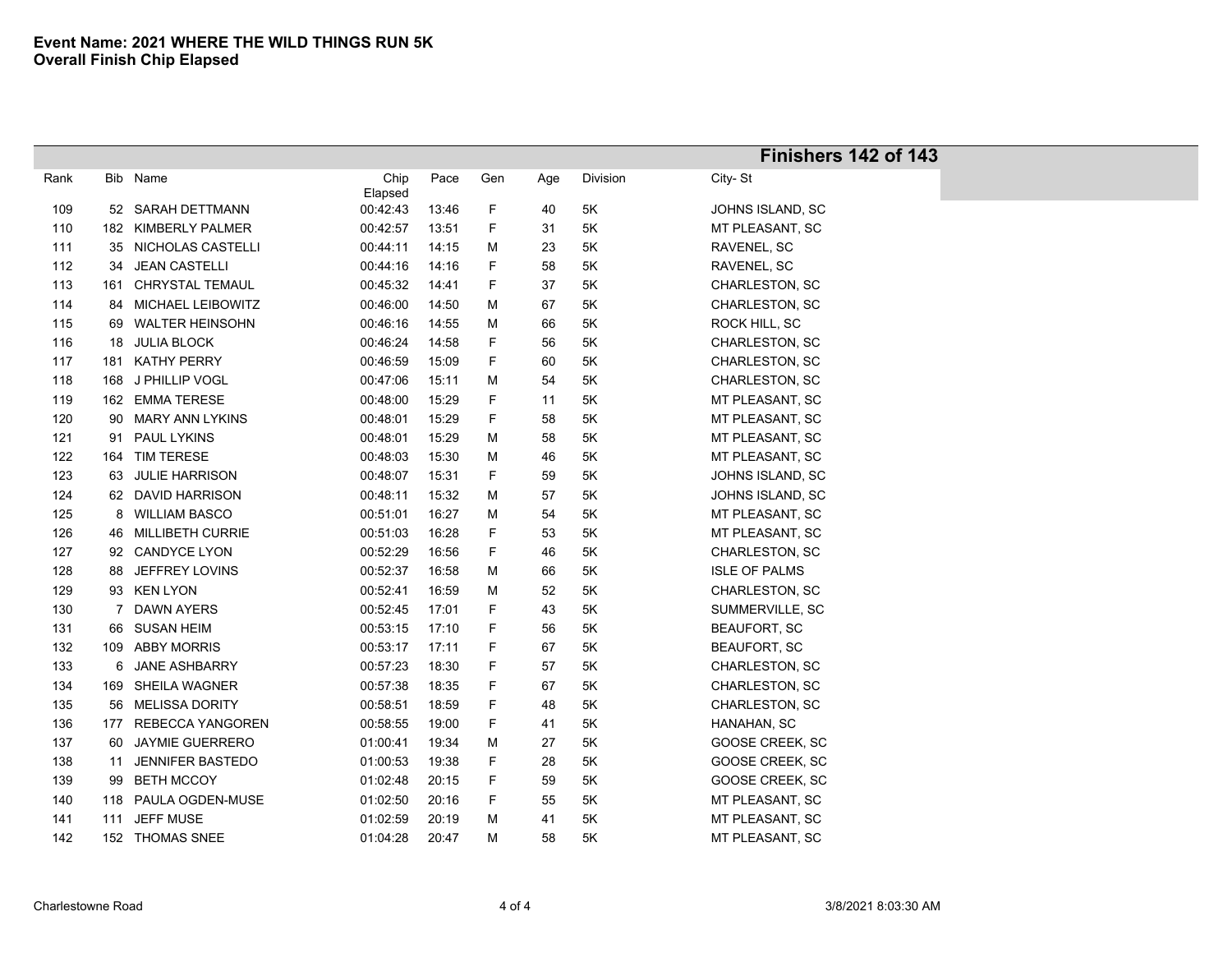**Event Name: 2021 WHERE THE WILD THINGS RUN 5K**
**Overall Finish Chip Elapsed**

**Finishers 142 of 143**

| Rank | Bib | Name | Chip Elapsed | Pace | Gen | Age | Division | City- St |
|---|---|---|---|---|---|---|---|---|
| 109 | 52 | SARAH DETTMANN | 00:42:43 | 13:46 | F | 40 | 5K | JOHNS ISLAND, SC |
| 110 | 182 | KIMBERLY PALMER | 00:42:57 | 13:51 | F | 31 | 5K | MT PLEASANT, SC |
| 111 | 35 | NICHOLAS CASTELLI | 00:44:11 | 14:15 | M | 23 | 5K | RAVENEL, SC |
| 112 | 34 | JEAN CASTELLI | 00:44:16 | 14:16 | F | 58 | 5K | RAVENEL, SC |
| 113 | 161 | CHRYSTAL TEMAUL | 00:45:32 | 14:41 | F | 37 | 5K | CHARLESTON, SC |
| 114 | 84 | MICHAEL LEIBOWITZ | 00:46:00 | 14:50 | M | 67 | 5K | CHARLESTON, SC |
| 115 | 69 | WALTER HEINSOHN | 00:46:16 | 14:55 | M | 66 | 5K | ROCK HILL, SC |
| 116 | 18 | JULIA BLOCK | 00:46:24 | 14:58 | F | 56 | 5K | CHARLESTON, SC |
| 117 | 181 | KATHY PERRY | 00:46:59 | 15:09 | F | 60 | 5K | CHARLESTON, SC |
| 118 | 168 | J PHILLIP VOGL | 00:47:06 | 15:11 | M | 54 | 5K | CHARLESTON, SC |
| 119 | 162 | EMMA TERESE | 00:48:00 | 15:29 | F | 11 | 5K | MT PLEASANT, SC |
| 120 | 90 | MARY ANN LYKINS | 00:48:01 | 15:29 | F | 58 | 5K | MT PLEASANT, SC |
| 121 | 91 | PAUL LYKINS | 00:48:01 | 15:29 | M | 58 | 5K | MT PLEASANT, SC |
| 122 | 164 | TIM TERESE | 00:48:03 | 15:30 | M | 46 | 5K | MT PLEASANT, SC |
| 123 | 63 | JULIE HARRISON | 00:48:07 | 15:31 | F | 59 | 5K | JOHNS ISLAND, SC |
| 124 | 62 | DAVID HARRISON | 00:48:11 | 15:32 | M | 57 | 5K | JOHNS ISLAND, SC |
| 125 | 8 | WILLIAM BASCO | 00:51:01 | 16:27 | M | 54 | 5K | MT PLEASANT, SC |
| 126 | 46 | MILLIBETH CURRIE | 00:51:03 | 16:28 | F | 53 | 5K | MT PLEASANT, SC |
| 127 | 92 | CANDYCE LYON | 00:52:29 | 16:56 | F | 46 | 5K | CHARLESTON, SC |
| 128 | 88 | JEFFREY LOVINS | 00:52:37 | 16:58 | M | 66 | 5K | ISLE OF PALMS |
| 129 | 93 | KEN LYON | 00:52:41 | 16:59 | M | 52 | 5K | CHARLESTON, SC |
| 130 | 7 | DAWN AYERS | 00:52:45 | 17:01 | F | 43 | 5K | SUMMERVILLE, SC |
| 131 | 66 | SUSAN HEIM | 00:53:15 | 17:10 | F | 56 | 5K | BEAUFORT, SC |
| 132 | 109 | ABBY MORRIS | 00:53:17 | 17:11 | F | 67 | 5K | BEAUFORT, SC |
| 133 | 6 | JANE ASHBARRY | 00:57:23 | 18:30 | F | 57 | 5K | CHARLESTON, SC |
| 134 | 169 | SHEILA WAGNER | 00:57:38 | 18:35 | F | 67 | 5K | CHARLESTON, SC |
| 135 | 56 | MELISSA DORITY | 00:58:51 | 18:59 | F | 48 | 5K | CHARLESTON, SC |
| 136 | 177 | REBECCA YANGOREN | 00:58:55 | 19:00 | F | 41 | 5K | HANAHAN, SC |
| 137 | 60 | JAYMIE GUERRERO | 01:00:41 | 19:34 | M | 27 | 5K | GOOSE CREEK, SC |
| 138 | 11 | JENNIFER BASTEDO | 01:00:53 | 19:38 | F | 28 | 5K | GOOSE CREEK, SC |
| 139 | 99 | BETH MCCOY | 01:02:48 | 20:15 | F | 59 | 5K | GOOSE CREEK, SC |
| 140 | 118 | PAULA OGDEN-MUSE | 01:02:50 | 20:16 | F | 55 | 5K | MT PLEASANT, SC |
| 141 | 111 | JEFF MUSE | 01:02:59 | 20:19 | M | 41 | 5K | MT PLEASANT, SC |
| 142 | 152 | THOMAS SNEE | 01:04:28 | 20:47 | M | 58 | 5K | MT PLEASANT, SC |

Charlestowne Road

3/8/2021 8:03:30 AM